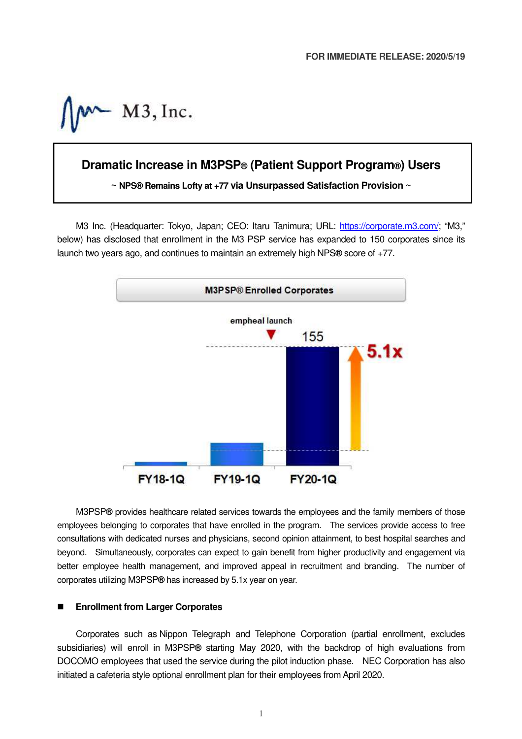FOR IMMEDIATE RELEASE: 2020/5/19

M3, Inc.

# Dramatic Increase in M3PSP® (Patient Support Program®) Users

**~ NPS® Remains Lofty at +77 via Unsurpassed Satisfaction Provision ~**

M3 Inc. (Headquarter: Tokyo, Japan; CEO: Itaru Tanimura; URL: https://corporate.m3.com/; "M3," below) has disclosed that enrollment in the M3 PSP service has expanded to 150 corporates since its launch two years ago, and continues to maintain an extremely high NPS® score of +77.

**M3PSP® Enrolled Corporates**

empheal launch

155

5.1x

FY18-1Q FY19-1Q FY20-1Q

M3PSP® provides healthcare related services towards the employees and the family members of those employees belonging to corporates that have enrolled in the program. The services provide access to free consultations with dedicated nurses and physicians, second opinion attainment, to best hospital searches and beyond. Simultaneously, corporates can expect to gain benefit from higher productivity and engagement via better employee health management, and improved appeal in recruitment and branding. The number of corporates utilizing M3PSP® has increased by 5.1x year on year.

## ■ Enrollment from Larger Corporates

Corporates such as Nippon Telegraph and Telephone Corporation (partial enrollment, excludes subsidiaries) will enroll in M3PSP® starting May 2020, with the backdrop of high evaluations from DOCOMO employees that used the service during the pilot induction phase. NEC Corporation has also initiated a cafeteria style optional enrollment plan for their employees from April 2020.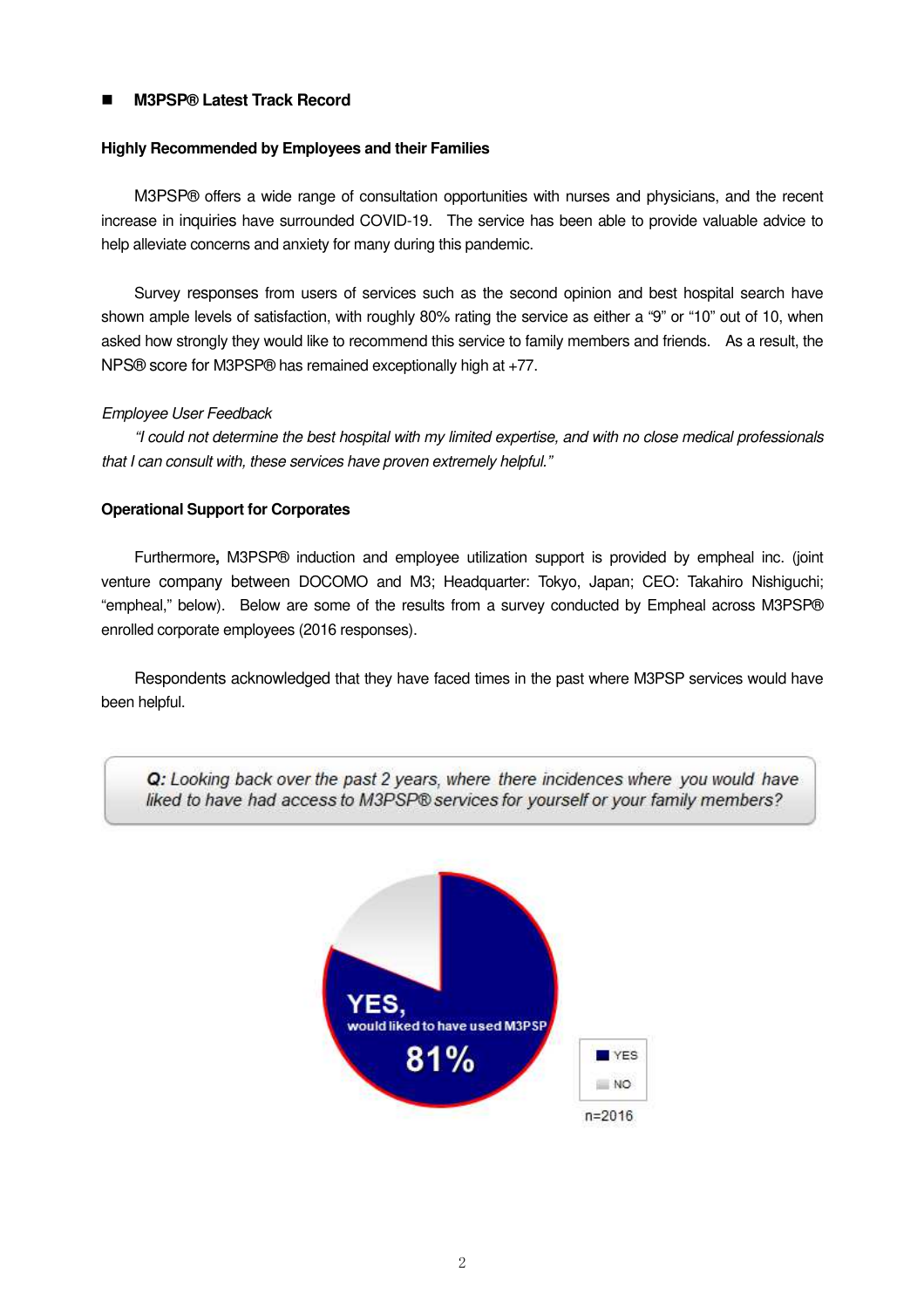## ■ M3PSP® Latest Track Record

### Highly Recommended by Employees and their Families

M3PSP® offers a wide range of consultation opportunities with nurses and physicians, and the recent increase in inquiries have surrounded COVID-19. The service has been able to provide valuable advice to help alleviate concerns and anxiety for many during this pandemic.

Survey responses from users of services such as the second opinion and best hospital search have shown ample levels of satisfaction, with roughly 80% rating the service as either a "9" or "10" out of 10, when asked how strongly they would like to recommend this service to family members and friends. As a result, the NPS® score for M3PSP® has remained exceptionally high at +77.

*Employee User Feedback*

*"I could not determine the best hospital with my limited expertise, and with no close medical professionals that I can consult with, these services have proven extremely helpful."*

### Operational Support for Corporates

Furthermore**,** M3PSP® induction and employee utilization support is provided by empheal inc. (joint venture company between DOCOMO and M3; Headquarter: Tokyo, Japan; CEO: Takahiro Nishiguchi; "empheal," below). Below are some of the results from a survey conducted by Empheal across M3PSP® enrolled corporate employees (2016 responses).

Respondents acknowledged that they have faced times in the past where M3PSP services would have been helpful.

***Q:** Looking back over the past 2 years, where there incidences where you would have liked to have had access to M3PSP® services for yourself or your family members?*

YES, would liked to have used M3PSP 81%

YES
NO

n=2016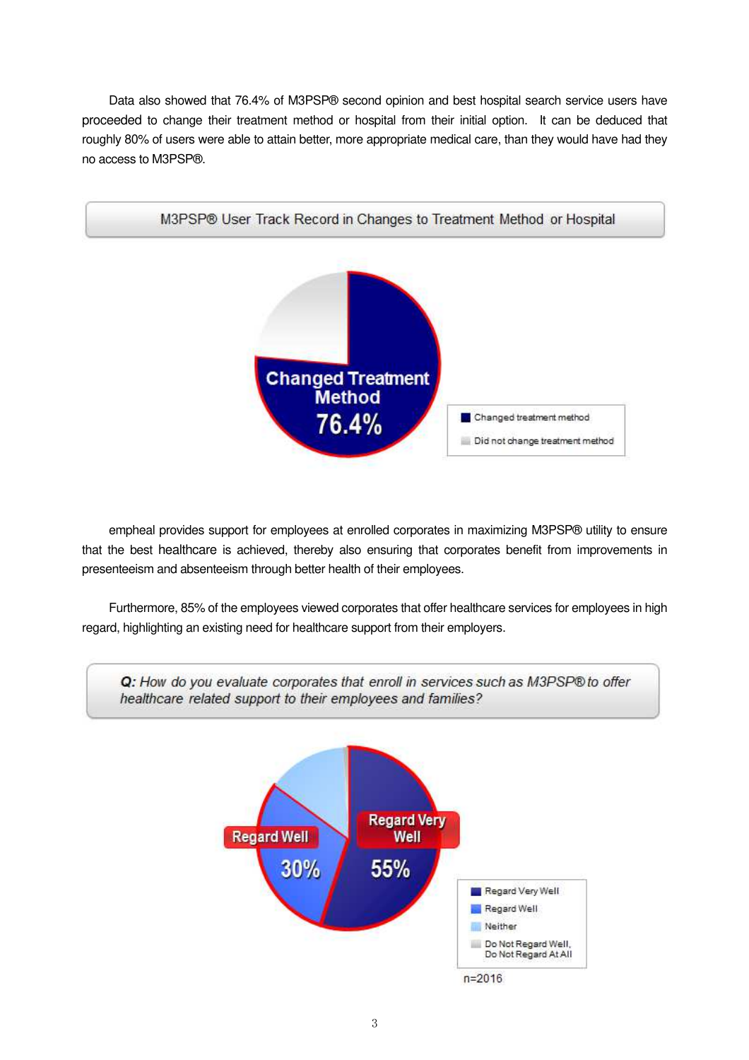Data also showed that 76.4% of M3PSP® second opinion and best hospital search service users have proceeded to change their treatment method or hospital from their initial option. It can be deduced that roughly 80% of users were able to attain better, more appropriate medical care, than they would have had they no access to M3PSP®.

M3PSP® User Track Record in Changes to Treatment Method or Hospital

Changed Treatment Method 76.4%

- Changed treatment method
- Did not change treatment method

empheal provides support for employees at enrolled corporates in maximizing M3PSP® utility to ensure that the best healthcare is achieved, thereby also ensuring that corporates benefit from improvements in presenteeism and absenteeism through better health of their employees.

Furthermore, 85% of the employees viewed corporates that offer healthcare services for employees in high regard, highlighting an existing need for healthcare support from their employers.

***Q:*** *How do you evaluate corporates that enroll in services such as M3PSP® to offer healthcare related support to their employees and families?*

Regard Very Well 55%

Regard Well 30%

- Regard Very Well
- Regard Well
- Neither
- Do Not Regard Well, Do Not Regard At All

n=2016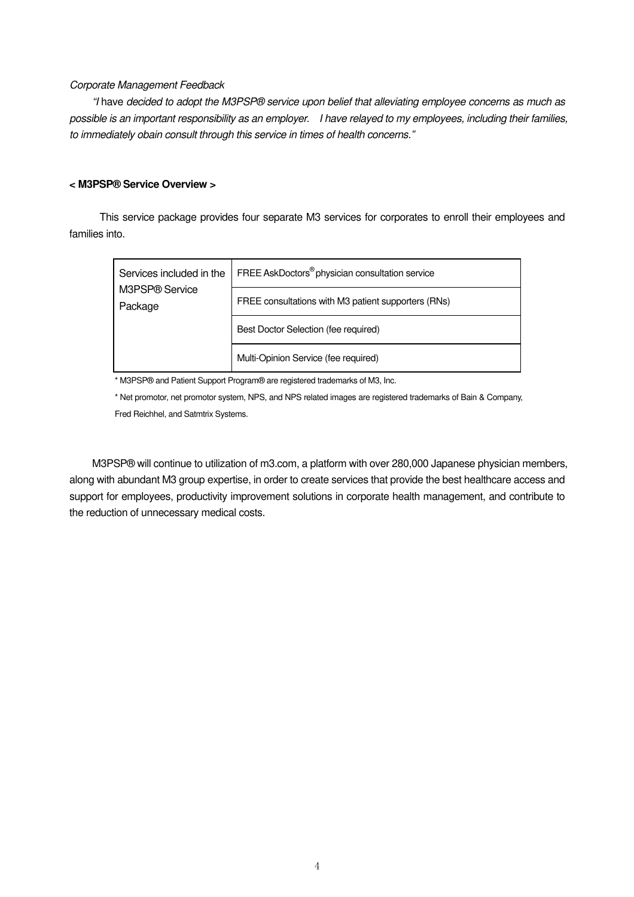*Corporate Management Feedback*

*"I have decided to adopt the M3PSP® service upon belief that alleviating employee concerns as much as possible is an important responsibility as an employer. I have relayed to my employees, including their families, to immediately obain consult through this service in times of health concerns."*

**< M3PSP® Service Overview >**

This service package provides four separate M3 services for corporates to enroll their employees and families into.

| | |
|---|---|
| Services included in the M3PSP® Service Package | FREE AskDoctors® physician consultation service |
| | FREE consultations with M3 patient supporters (RNs) |
| | Best Doctor Selection (fee required) |
| | Multi-Opinion Service (fee required) |

\* M3PSP® and Patient Support Program® are registered trademarks of M3, Inc.

\* Net promotor, net promotor system, NPS, and NPS related images are registered trademarks of Bain & Company, Fred Reichhel, and Satmtrix Systems.

M3PSP® will continue to utilization of m3.com, a platform with over 280,000 Japanese physician members, along with abundant M3 group expertise, in order to create services that provide the best healthcare access and support for employees, productivity improvement solutions in corporate health management, and contribute to the reduction of unnecessary medical costs.